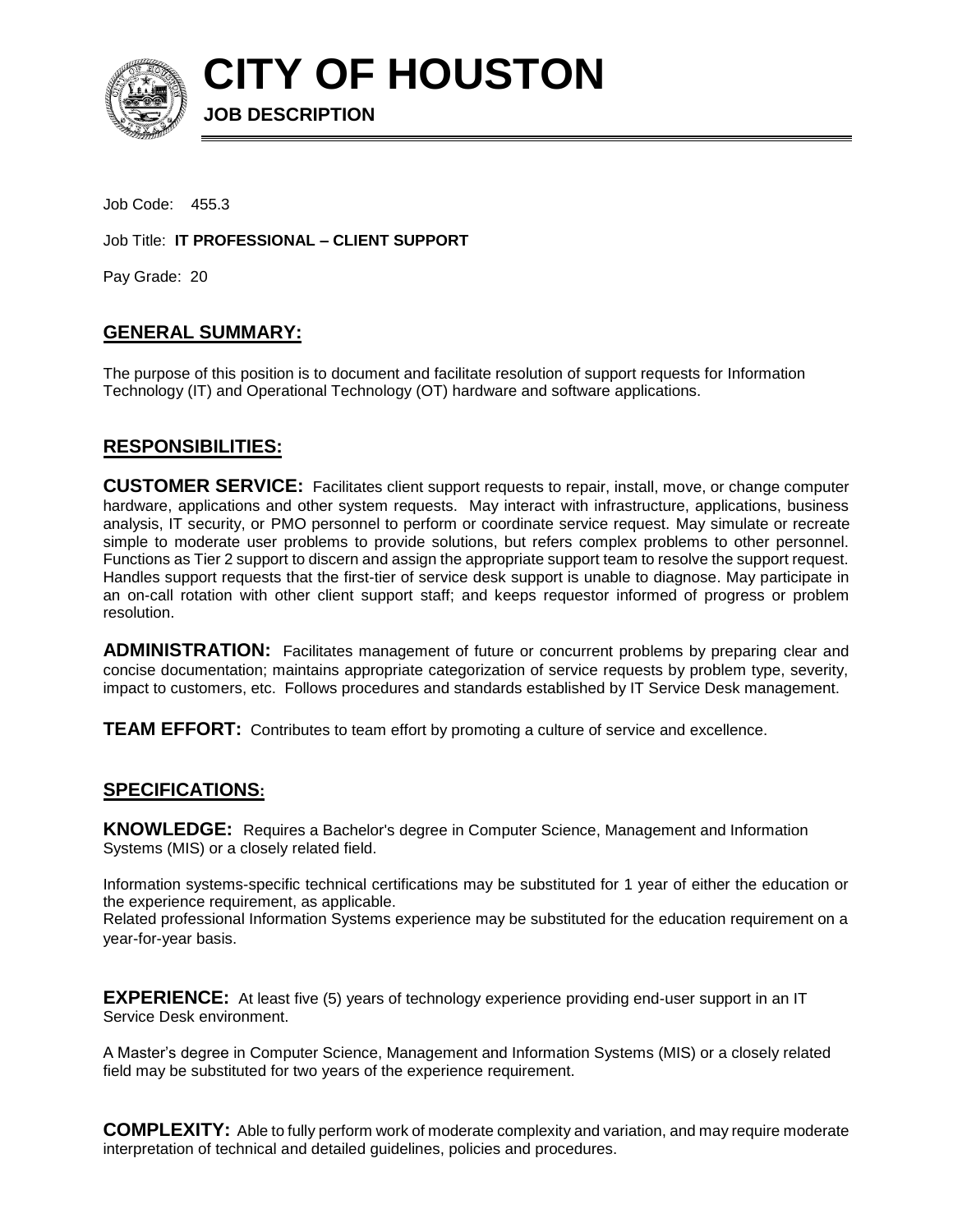# CITY OF HOUSTON

**JOB DESCRIPTION**

Job Code: 455.3

Job Title: **IT PROFESSIONAL – CLIENT SUPPORT**

Pay Grade: 20

## GENERAL SUMMARY:

The purpose of this position is to document and facilitate resolution of support requests for Information Technology (IT) and Operational Technology (OT) hardware and software applications.

## RESPONSIBILITIES:

**CUSTOMER SERVICE:** Facilitates client support requests to repair, install, move, or change computer hardware, applications and other system requests. May interact with infrastructure, applications, business analysis, IT security, or PMO personnel to perform or coordinate service request. May simulate or recreate simple to moderate user problems to provide solutions, but refers complex problems to other personnel. Functions as Tier 2 support to discern and assign the appropriate support team to resolve the support request. Handles support requests that the first-tier of service desk support is unable to diagnose. May participate in an on-call rotation with other client support staff; and keeps requestor informed of progress or problem resolution.

**ADMINISTRATION:** Facilitates management of future or concurrent problems by preparing clear and concise documentation; maintains appropriate categorization of service requests by problem type, severity, impact to customers, etc. Follows procedures and standards established by IT Service Desk management.

**TEAM EFFORT:** Contributes to team effort by promoting a culture of service and excellence.

## SPECIFICATIONS:

**KNOWLEDGE:** Requires a Bachelor's degree in Computer Science, Management and Information Systems (MIS) or a closely related field.

Information systems-specific technical certifications may be substituted for 1 year of either the education or the experience requirement, as applicable.
Related professional Information Systems experience may be substituted for the education requirement on a year-for-year basis.

**EXPERIENCE:** At least five (5) years of technology experience providing end-user support in an IT Service Desk environment.

A Master's degree in Computer Science, Management and Information Systems (MIS) or a closely related field may be substituted for two years of the experience requirement.

**COMPLEXITY:** Able to fully perform work of moderate complexity and variation, and may require moderate interpretation of technical and detailed guidelines, policies and procedures.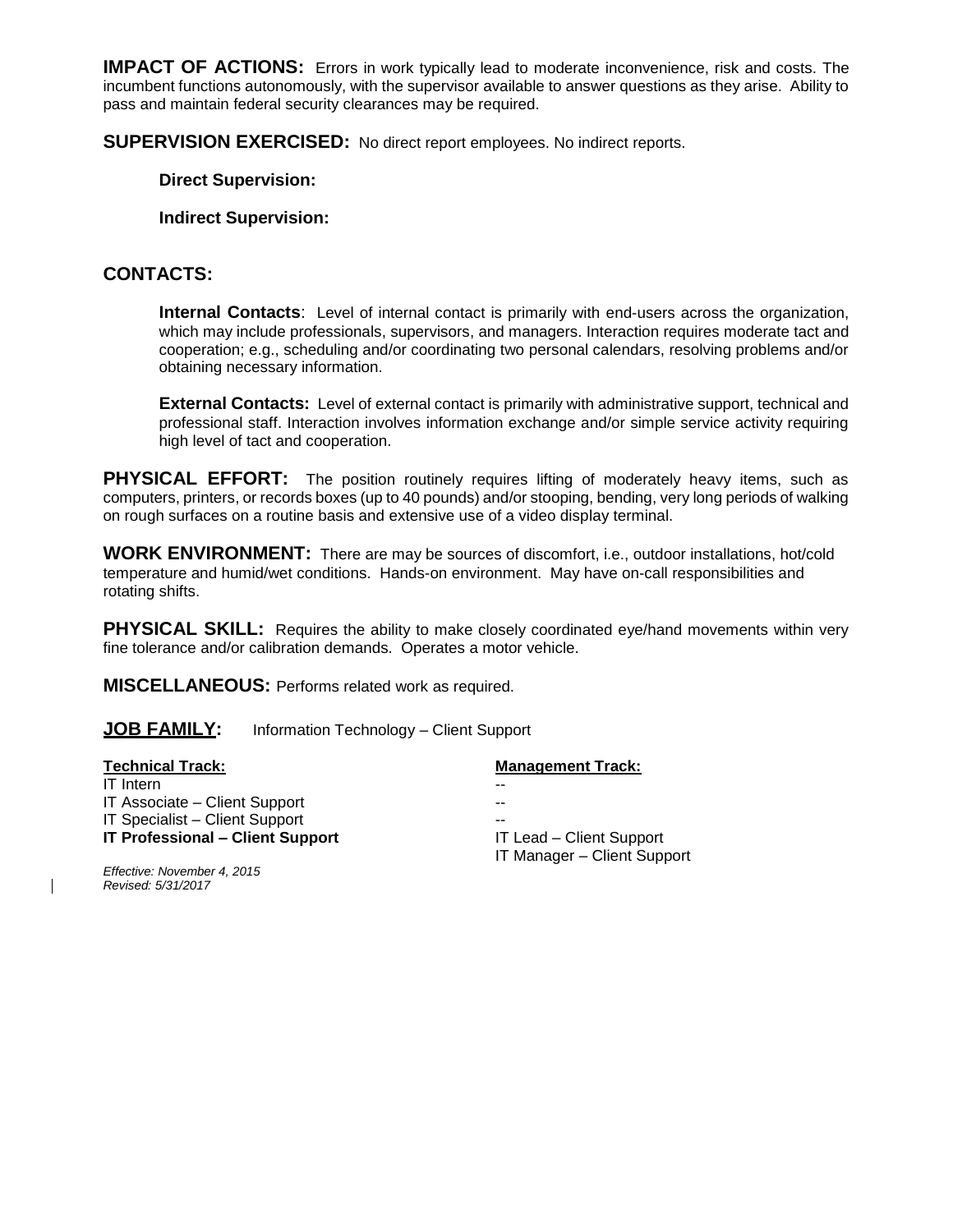**IMPACT OF ACTIONS:** Errors in work typically lead to moderate inconvenience, risk and costs. The incumbent functions autonomously, with the supervisor available to answer questions as they arise. Ability to pass and maintain federal security clearances may be required.

**SUPERVISION EXERCISED:** No direct report employees. No indirect reports.

**Direct Supervision:**

**Indirect Supervision:**

**CONTACTS:**

**Internal Contacts**: Level of internal contact is primarily with end-users across the organization, which may include professionals, supervisors, and managers. Interaction requires moderate tact and cooperation; e.g., scheduling and/or coordinating two personal calendars, resolving problems and/or obtaining necessary information.

**External Contacts:** Level of external contact is primarily with administrative support, technical and professional staff. Interaction involves information exchange and/or simple service activity requiring high level of tact and cooperation.

**PHYSICAL EFFORT:** The position routinely requires lifting of moderately heavy items, such as computers, printers, or records boxes (up to 40 pounds) and/or stooping, bending, very long periods of walking on rough surfaces on a routine basis and extensive use of a video display terminal.

**WORK ENVIRONMENT:** There are may be sources of discomfort, i.e., outdoor installations, hot/cold temperature and humid/wet conditions. Hands-on environment. May have on-call responsibilities and rotating shifts.

**PHYSICAL SKILL:** Requires the ability to make closely coordinated eye/hand movements within very fine tolerance and/or calibration demands. Operates a motor vehicle.

**MISCELLANEOUS:** Performs related work as required.

**JOB FAMILY:** Information Technology – Client Support

| **Technical Track:** | **Management Track:** |
|---|---|
| IT Intern | -- |
| IT Associate – Client Support | -- |
| IT Specialist – Client Support | -- |
| **IT Professional – Client Support** | IT Lead – Client Support |
| | IT Manager – Client Support |

*Effective: November 4, 2015*
*Revised: 5/31/2017*